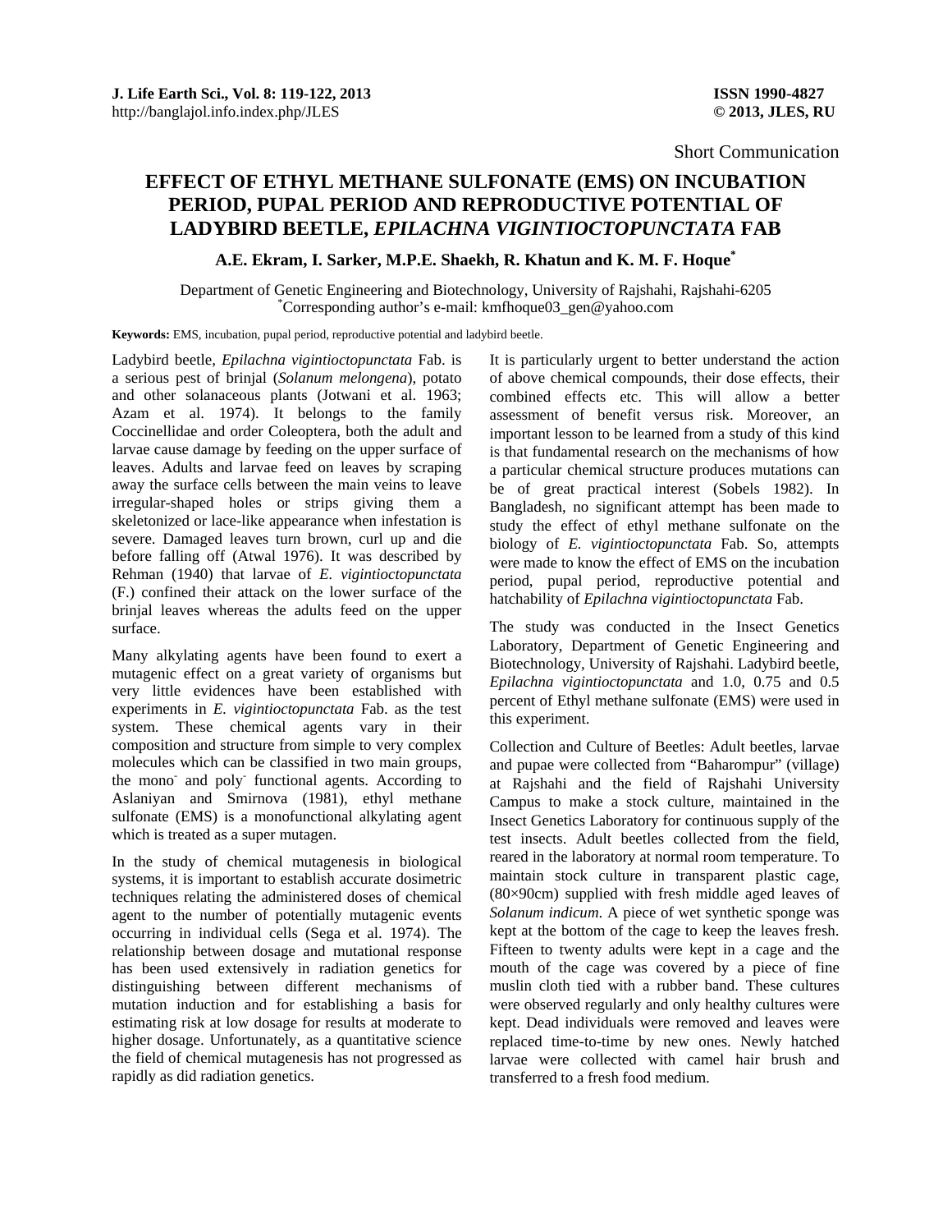Short Communication

# EFFECT OF ETHYL METHANE SULFONATE (EMS) ON INCUBATION PERIOD, PUPAL PERIOD AND REPRODUCTIVE POTENTIAL OF LADYBIRD BEETLE, *EPILACHNA VIGINTIOCTOPUNCTATA* FAB

**A.E. Ekram, I. Sarker, M.P.E. Shaekh, R. Khatun and K. M. F. Hoque***

Department of Genetic Engineering and Biotechnology, University of Rajshahi, Rajshahi-6205
*Corresponding author's e-mail: kmfhoque03_gen@yahoo.com

**Keywords:** EMS, incubation, pupal period, reproductive potential and ladybird beetle.

Ladybird beetle, *Epilachna vigintioctopunctata* Fab. is a serious pest of brinjal (*Solanum melongena*), potato and other solanaceous plants (Jotwani et al. 1963; Azam et al. 1974). It belongs to the family Coccinellidae and order Coleoptera, both the adult and larvae cause damage by feeding on the upper surface of leaves. Adults and larvae feed on leaves by scraping away the surface cells between the main veins to leave irregular-shaped holes or strips giving them a skeletonized or lace-like appearance when infestation is severe. Damaged leaves turn brown, curl up and die before falling off (Atwal 1976). It was described by Rehman (1940) that larvae of *E. vigintioctopunctata* (F.) confined their attack on the lower surface of the brinjal leaves whereas the adults feed on the upper surface.

Many alkylating agents have been found to exert a mutagenic effect on a great variety of organisms but very little evidences have been established with experiments in *E. vigintioctopunctata* Fab. as the test system. These chemical agents vary in their composition and structure from simple to very complex molecules which can be classified in two main groups, the mono- and poly- functional agents. According to Aslaniyan and Smirnova (1981), ethyl methane sulfonate (EMS) is a monofunctional alkylating agent which is treated as a super mutagen.

In the study of chemical mutagenesis in biological systems, it is important to establish accurate dosimetric techniques relating the administered doses of chemical agent to the number of potentially mutagenic events occurring in individual cells (Sega et al. 1974). The relationship between dosage and mutational response has been used extensively in radiation genetics for distinguishing between different mechanisms of mutation induction and for establishing a basis for estimating risk at low dosage for results at moderate to higher dosage. Unfortunately, as a quantitative science the field of chemical mutagenesis has not progressed as rapidly as did radiation genetics.

It is particularly urgent to better understand the action of above chemical compounds, their dose effects, their combined effects etc. This will allow a better assessment of benefit versus risk. Moreover, an important lesson to be learned from a study of this kind is that fundamental research on the mechanisms of how a particular chemical structure produces mutations can be of great practical interest (Sobels 1982). In Bangladesh, no significant attempt has been made to study the effect of ethyl methane sulfonate on the biology of *E. vigintioctopunctata* Fab. So, attempts were made to know the effect of EMS on the incubation period, pupal period, reproductive potential and hatchability of *Epilachna vigintioctopunctata* Fab.

The study was conducted in the Insect Genetics Laboratory, Department of Genetic Engineering and Biotechnology, University of Rajshahi. Ladybird beetle, *Epilachna vigintioctopunctata* and 1.0, 0.75 and 0.5 percent of Ethyl methane sulfonate (EMS) were used in this experiment.

Collection and Culture of Beetles: Adult beetles, larvae and pupae were collected from "Baharompur" (village) at Rajshahi and the field of Rajshahi University Campus to make a stock culture, maintained in the Insect Genetics Laboratory for continuous supply of the test insects. Adult beetles collected from the field, reared in the laboratory at normal room temperature. To maintain stock culture in transparent plastic cage, (80×90cm) supplied with fresh middle aged leaves of *Solanum indicum*. A piece of wet synthetic sponge was kept at the bottom of the cage to keep the leaves fresh. Fifteen to twenty adults were kept in a cage and the mouth of the cage was covered by a piece of fine muslin cloth tied with a rubber band. These cultures were observed regularly and only healthy cultures were kept. Dead individuals were removed and leaves were replaced time-to-time by new ones. Newly hatched larvae were collected with camel hair brush and transferred to a fresh food medium.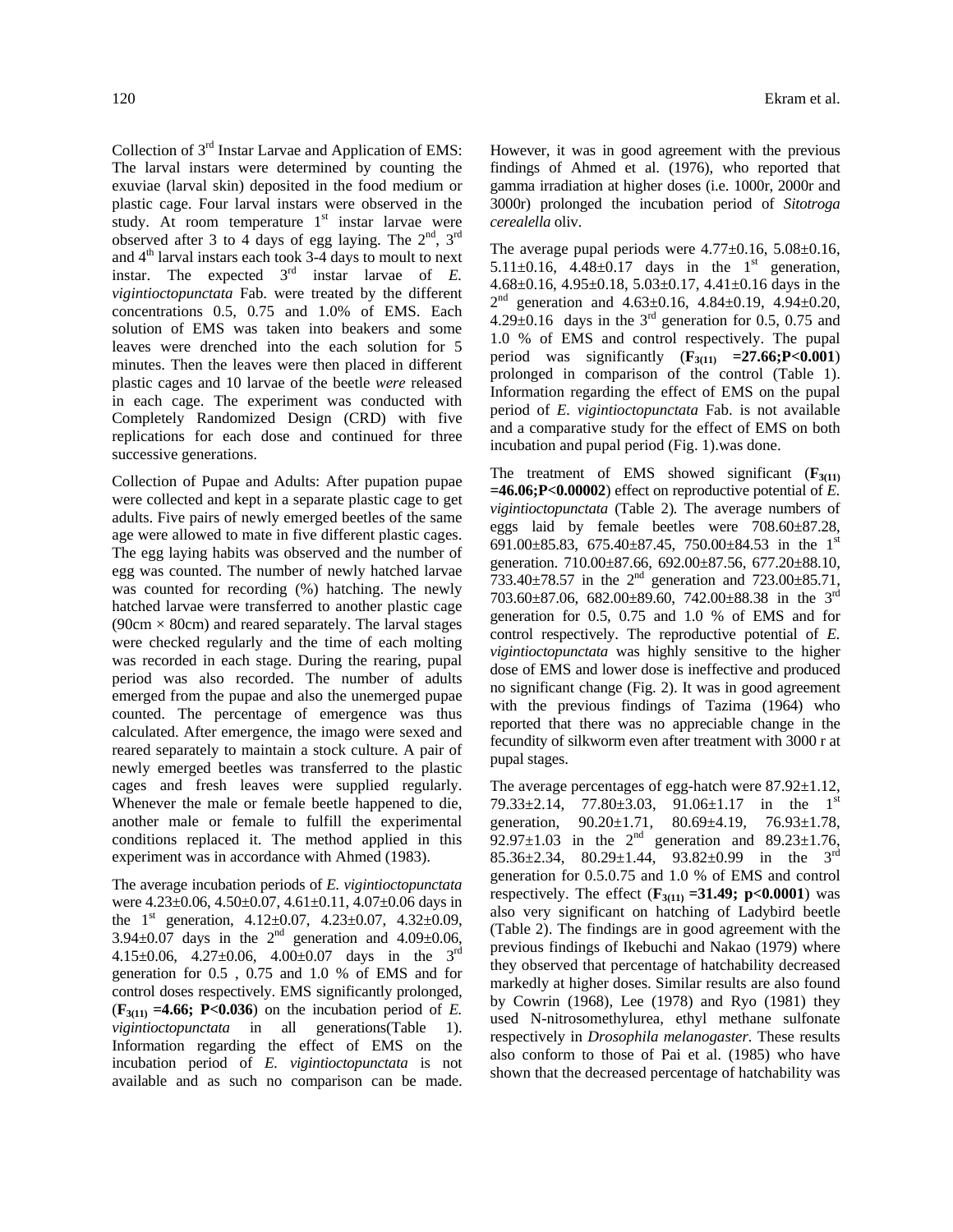Collection of 3rd Instar Larvae and Application of EMS: The larval instars were determined by counting the exuviae (larval skin) deposited in the food medium or plastic cage. Four larval instars were observed in the study. At room temperature 1st instar larvae were observed after 3 to 4 days of egg laying. The 2nd, 3rd and 4th larval instars each took 3-4 days to moult to next instar. The expected 3rd instar larvae of *E. vigintioctopunctata* Fab. were treated by the different concentrations 0.5, 0.75 and 1.0% of EMS. Each solution of EMS was taken into beakers and some leaves were drenched into the each solution for 5 minutes. Then the leaves were then placed in different plastic cages and 10 larvae of the beetle *were* released in each cage. The experiment was conducted with Completely Randomized Design (CRD) with five replications for each dose and continued for three successive generations.

Collection of Pupae and Adults: After pupation pupae were collected and kept in a separate plastic cage to get adults. Five pairs of newly emerged beetles of the same age were allowed to mate in five different plastic cages. The egg laying habits was observed and the number of egg was counted. The number of newly hatched larvae was counted for recording (%) hatching. The newly hatched larvae were transferred to another plastic cage (90cm × 80cm) and reared separately. The larval stages were checked regularly and the time of each molting was recorded in each stage. During the rearing, pupal period was also recorded. The number of adults emerged from the pupae and also the unemerged pupae counted. The percentage of emergence was thus calculated. After emergence, the imago were sexed and reared separately to maintain a stock culture. A pair of newly emerged beetles was transferred to the plastic cages and fresh leaves were supplied regularly. Whenever the male or female beetle happened to die, another male or female to fulfill the experimental conditions replaced it. The method applied in this experiment was in accordance with Ahmed (1983).

The average incubation periods of *E. vigintioctopunctata* were 4.23±0.06, 4.50±0.07, 4.61±0.11, 4.07±0.06 days in the 1st generation, 4.12±0.07, 4.23±0.07, 4.32±0.09, 3.94±0.07 days in the 2nd generation and 4.09±0.06, 4.15±0.06, 4.27±0.06, 4.00±0.07 days in the 3rd generation for 0.5 , 0.75 and 1.0 % of EMS and for control doses respectively. EMS significantly prolonged, (**$F_{3(11)}$ =4.66; P<0.036**) on the incubation period of *E. vigintioctopunctata* in all generations(Table 1). Information regarding the effect of EMS on the incubation period of *E. vigintioctopunctata* is not available and as such no comparison can be made. However, it was in good agreement with the previous findings of Ahmed et al. (1976), who reported that gamma irradiation at higher doses (i.e. 1000r, 2000r and 3000r) prolonged the incubation period of *Sitotroga cerealella* oliv.

The average pupal periods were 4.77±0.16, 5.08±0.16, 5.11±0.16, 4.48±0.17 days in the 1st generation, 4.68±0.16, 4.95±0.18, 5.03±0.17, 4.41±0.16 days in the 2nd generation and 4.63±0.16, 4.84±0.19, 4.94±0.20, 4.29±0.16 days in the 3rd generation for 0.5, 0.75 and 1.0 % of EMS and control respectively. The pupal period was significantly (**$F_{3(11)}$ =27.66;P<0.001**) prolonged in comparison of the control (Table 1). Information regarding the effect of EMS on the pupal period of *E. vigintioctopunctata* Fab. is not available and a comparative study for the effect of EMS on both incubation and pupal period (Fig. 1).was done.

The treatment of EMS showed significant (**$F_{3(11)}$ =46.06;P<0.00002**) effect on reproductive potential of *E. vigintioctopunctata* (Table 2)*.* The average numbers of eggs laid by female beetles were 708.60±87.28, 691.00±85.83, 675.40±87.45, 750.00±84.53 in the 1st generation. 710.00±87.66, 692.00±87.56, 677.20±88.10, 733.40±78.57 in the 2nd generation and 723.00±85.71, 703.60±87.06, 682.00±89.60, 742.00±88.38 in the 3rd generation for 0.5, 0.75 and 1.0 % of EMS and for control respectively. The reproductive potential of *E. vigintioctopunctata* was highly sensitive to the higher dose of EMS and lower dose is ineffective and produced no significant change (Fig. 2). It was in good agreement with the previous findings of Tazima (1964) who reported that there was no appreciable change in the fecundity of silkworm even after treatment with 3000 r at pupal stages.

The average percentages of egg-hatch were 87.92±1.12, 79.33±2.14, 77.80±3.03, 91.06±1.17 in the 1st generation, 90.20±1.71, 80.69±4.19, 76.93±1.78, 92.97±1.03 in the 2nd generation and 89.23±1.76, 85.36±2.34, 80.29±1.44, 93.82±0.99 in the 3rd generation for 0.5.0.75 and 1.0 % of EMS and control respectively. The effect (**$F_{3(11)}$ =31.49; p<0.0001**) was also very significant on hatching of Ladybird beetle (Table 2). The findings are in good agreement with the previous findings of Ikebuchi and Nakao (1979) where they observed that percentage of hatchability decreased markedly at higher doses. Similar results are also found by Cowrin (1968), Lee (1978) and Ryo (1981) they used N-nitrosomethylurea, ethyl methane sulfonate respectively in *Drosophila melanogaster.* These results also conform to those of Pai et al. (1985) who have shown that the decreased percentage of hatchability was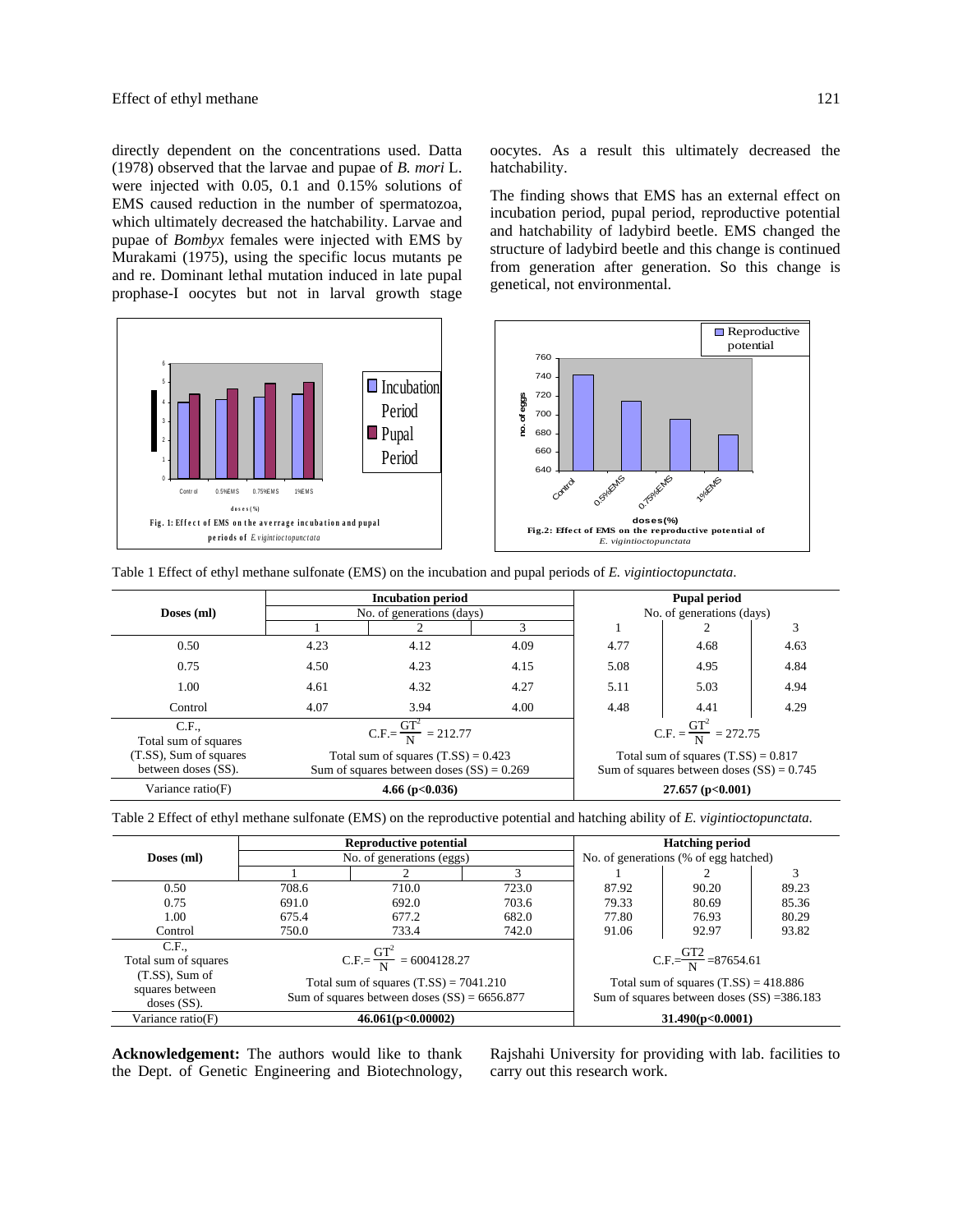directly dependent on the concentrations used. Datta (1978) observed that the larvae and pupae of *B. mori* L. were injected with 0.05, 0.1 and 0.15% solutions of EMS caused reduction in the number of spermatozoa, which ultimately decreased the hatchability. Larvae and pupae of *Bombyx* females were injected with EMS by Murakami (1975), using the specific locus mutants pe and re. Dominant lethal mutation induced in late pupal prophase-I oocytes but not in larval growth stage oocytes. As a result this ultimately decreased the hatchability.

The finding shows that EMS has an external effect on incubation period, pupal period, reproductive potential and hatchability of ladybird beetle. EMS changed the structure of ladybird beetle and this change is continued from generation after generation. So this change is genetical, not environmental.

**Fig. 1: Effect of EMS on the average incubation and pupal periods of** *E. vigintioctopunctata*

**Fig.2: Effect of EMS on the reproductive potential of** *E. vigintioctopunctata*

Table 1 Effect of ethyl methane sulfonate (EMS) on the incubation and pupal periods of *E. vigintioctopunctata*.

| Doses (ml) | Incubation period | | | Pupal period | | |
|---|---|---|---|---|---|---|
| | No. of generations (days) | | | No. of generations (days) | | |
| | 1 | 2 | 3 | 1 | 2 | 3 |
| 0.50 | 4.23 | 4.12 | 4.09 | 4.77 | 4.68 | 4.63 |
| 0.75 | 4.50 | 4.23 | 4.15 | 5.08 | 4.95 | 4.84 |
| 1.00 | 4.61 | 4.32 | 4.27 | 5.11 | 5.03 | 4.94 |
| Control | 4.07 | 3.94 | 4.00 | 4.48 | 4.41 | 4.29 |
| C.F., Total sum of squares (T.SS), Sum of squares between doses (SS). | C.F.= $\frac{GT^2}{N}$ = 212.77<br>Total sum of squares (T.SS) = 0.423<br>Sum of squares between doses (SS) = 0.269 | | | C.F. = $\frac{GT^2}{N}$ = 272.75<br>Total sum of squares (T.SS) = 0.817<br>Sum of squares between doses (SS) = 0.745 | | |
| Variance ratio(F) | **4.66 ($p<0.036$)** | | | **27.657 ($p<0.001$)** | | |

Table 2 Effect of ethyl methane sulfonate (EMS) on the reproductive potential and hatching ability of *E. vigintioctopunctata.*

| Doses (ml) | Reproductive potential | | | Hatching period | | |
|---|---|---|---|---|---|---|
| | No. of generations (eggs) | | | No. of generations (% of egg hatched) | | |
| | 1 | 2 | 3 | 1 | 2 | 3 |
| 0.50 | 708.6 | 710.0 | 723.0 | 87.92 | 90.20 | 89.23 |
| 0.75 | 691.0 | 692.0 | 703.6 | 79.33 | 80.69 | 85.36 |
| 1.00 | 675.4 | 677.2 | 682.0 | 77.80 | 76.93 | 80.29 |
| Control | 750.0 | 733.4 | 742.0 | 91.06 | 92.97 | 93.82 |
| C.F., Total sum of squares (T.SS), Sum of squares between doses (SS). | C.F.= $\frac{GT^2}{N}$ = 6004128.27<br>Total sum of squares (T.SS) = 7041.210<br>Sum of squares between doses (SS) = 6656.877 | | | C.F.= $\frac{GT2}{N}$ =87654.61<br>Total sum of squares (T.SS) = 418.886<br>Sum of squares between doses (SS) =386.183 | | |
| Variance ratio(F) | **46.061($p<0.00002$)** | | | **31.490($p<0.0001$)** | | |

**Acknowledgement:** The authors would like to thank the Dept. of Genetic Engineering and Biotechnology, Rajshahi University for providing with lab. facilities to carry out this research work.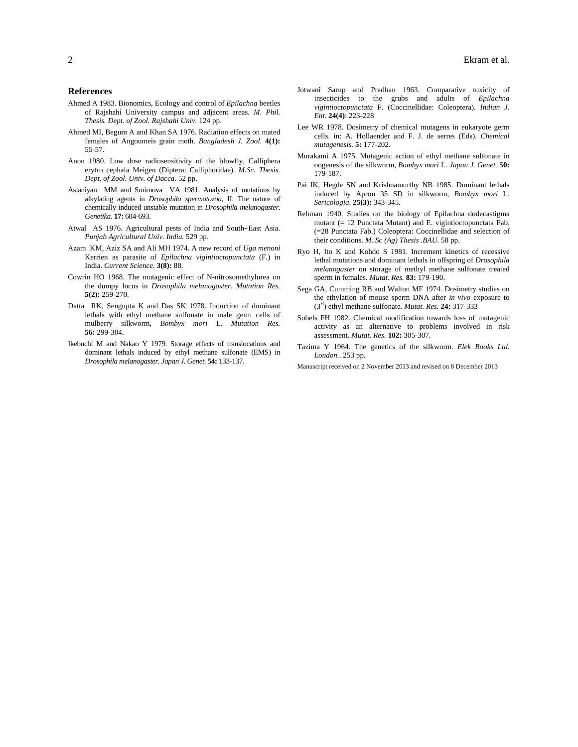## References

Ahmed A 1983. Bionomics, Ecology and control of *Epilachna* beetles of Rajshahi University campus and adjacent areas. *M. Phil. Thesis. Dept. of Zool. Rajshahi Univ*. 124 pp.

Ahmed MI, Begum A and Khan SA 1976. Radiation effects on mated females of Angoumeis grain moth. *Bangladesh J. Zool.* **4(1):** 55-57.

Anon 1980. Low dose radiosensitivity of the blowfly, Calliphera erytro cephala Meigen (Diptera: Calliphoridae). *M.Sc. Thesis. Dept. of Zool. Univ. of Dacca*. 52 pp.

Aslaniyan MM and Smirnova VA 1981. Analysis of mutations by alkylating agents in *Drosophila spermatozoa*, II. The nature of chemically induced unstable mutation in *Drosophila melanogaster. Genetika.* **17:** 684-693.

Atwal AS 1976. Agricultural pests of India and South~East Asia. *Punjab Agricultural Univ. India.* 529 pp.

Azam KM, Aziz SA and Ali MH 1974. A new record of *Uga menoni* Kerrien as parasite of *Epilachna vigintioctopunctata* (F.) in India. *Current Science.* **3(8):** 88.

Cowrin HO 1968. The mutagenic effect of N-nitrosomethylurea on the dumpy locus in *Drosophila melanogaster. Mutation Res.* **5(2):** 259-270.

Datta RK, Sengupta K and Das SK 1978. Induction of dominant lethals with ethyl methane sulfonate in male germ cells of mulberry silkworm, *Bombyx mori* L. *Mutation Res.* **56:** 299-304.

Ikebuchi M and Nakao Y 1979. Storage effects of translocations and dominant lethals induced by ethyl methane sulfonate (EMS) in *Drosophila melanogaster. Japan J. Genet.* **54:** 133-137.

Jotwani Sarup and Pradhan 1963. Comparative toxicity of insecticides to the grubs and adults of *Epilachna vigintioctopunctata* F. (Coccinellidae: Coleoptera). *Indian J. Ent.* **24(4)**: 223-228

Lee WR 1978. Dosimetry of chemical mutagens in eukaryote germ cells. in: A. Hollaender and F. J. de serres (Eds). *Chemical mutagenesis.* **5:** 177-202.

Murakami A 1975. Mutagenic action of ethyl methane sulfonate in oogenesis of the silkworm, *Bombyx mori* L. *Japan J. Genet.* **50:** 179-187.

Pai IK, Hegde SN and Krishnamurthy NB 1985. Dominant lethals induced by Apron 35 SD in silkworm, *Bombyx mori* L. *Sericologia*. **25(3):** 343-345.

Rehman 1940. Studies on the biology of Epilachna dodecastigma mutant (= 12 Punctata Mutant) and E. vigintioctopunctata Fab. (=28 Punctata Fab.) Coleoptera: Coccinellidae and selection of their conditions. *M. Sc (Ag) Thesis .BAU.* 58 pp.

Ryo H, Ito K and Kohdo S 1981. Increment kinetics of recessive lethal mutations and dominant lethals in offspring of *Drosophila melanogaster* on storage of methyl methane sulfonate treated sperm in females. *Mutat. Res.* **83:** 179-190.

Sega GA, Cumming RB and Walton MF 1974. Dosimetry studies on the ethylation of mouse sperm DNA after *in vivo* exposure to ($3^H$) ethyl methane sulfonate. *Mutat. Res.* **24:** 317-333

Sobels FH 1982. Chemical modification towards loss of mutagenic activity as an alternative to problems involved in risk assessment. *Mutat. Res.* **102:** 305-307.

Tazima Y 1964. The genetics of the silkworm. *Elek Books Ltd. London.*. 253 pp.

Manuscript received on 2 November 2013 and revised on 8 December 2013